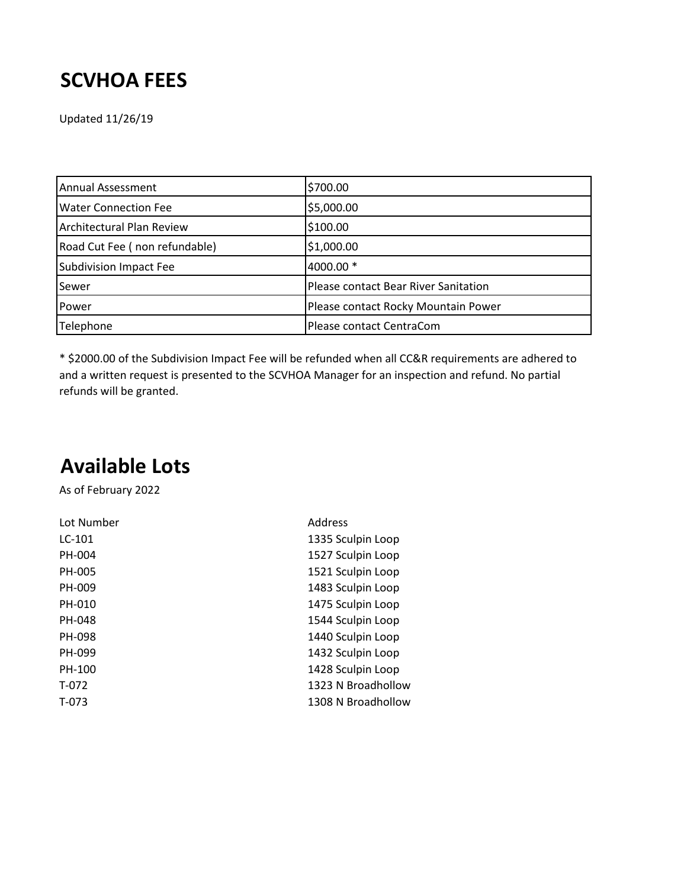# SCVHOA FEES

Updated 11/26/19

| | |
|---|---|
| Annual Assessment | $700.00 |
| Water Connection Fee | $5,000.00 |
| Architectural Plan Review | $100.00 |
| Road Cut Fee ( non refundable) | $1,000.00 |
| Subdivision Impact Fee | 4000.00 * |
| Sewer | Please contact Bear River Sanitation |
| Power | Please contact Rocky Mountain Power |
| Telephone | Please contact CentraCom |

* $2000.00 of the Subdivision Impact Fee will be refunded when all CC&R requirements are adhered to and a written request is presented to the SCVHOA Manager for an inspection and refund. No partial refunds will be granted.

# Available Lots

As of February 2022

| Lot Number | Address |
|---|---|
| LC-101 | 1335 Sculpin Loop |
| PH-004 | 1527 Sculpin Loop |
| PH-005 | 1521 Sculpin Loop |
| PH-009 | 1483 Sculpin Loop |
| PH-010 | 1475 Sculpin Loop |
| PH-048 | 1544 Sculpin Loop |
| PH-098 | 1440 Sculpin Loop |
| PH-099 | 1432 Sculpin Loop |
| PH-100 | 1428 Sculpin Loop |
| T-072 | 1323 N Broadhollow |
| T-073 | 1308 N Broadhollow |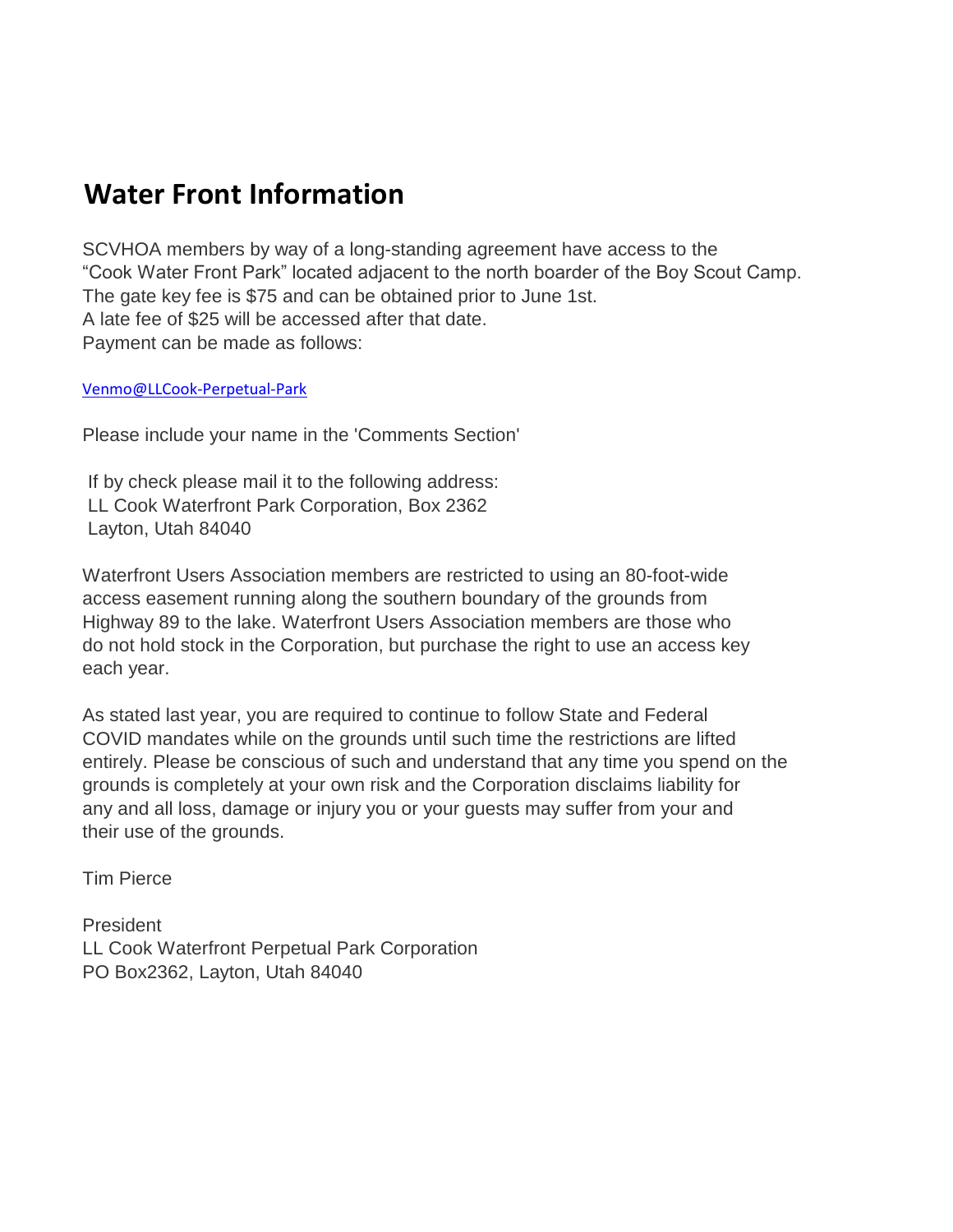# Water Front Information

SCVHOA members by way of a long-standing agreement have access to the "Cook Water Front Park" located adjacent to the north boarder of the Boy Scout Camp.
The gate key fee is $75 and can be obtained prior to June 1st.
A late fee of $25 will be accessed after that date.
Payment can be made as follows:

Venmo@LLCook-Perpetual-Park

Please include your name in the 'Comments Section'

If by check please mail it to the following address:
LL Cook Waterfront Park Corporation, Box 2362
Layton, Utah 84040

Waterfront Users Association members are restricted to using an 80-foot-wide access easement running along the southern boundary of the grounds from Highway 89 to the lake. Waterfront Users Association members are those who do not hold stock in the Corporation, but purchase the right to use an access key each year.

As stated last year, you are required to continue to follow State and Federal COVID mandates while on the grounds until such time the restrictions are lifted entirely. Please be conscious of such and understand that any time you spend on the grounds is completely at your own risk and the Corporation disclaims liability for any and all loss, damage or injury you or your guests may suffer from your and their use of the grounds.

Tim Pierce

President
LL Cook Waterfront Perpetual Park Corporation
PO Box2362, Layton, Utah 84040